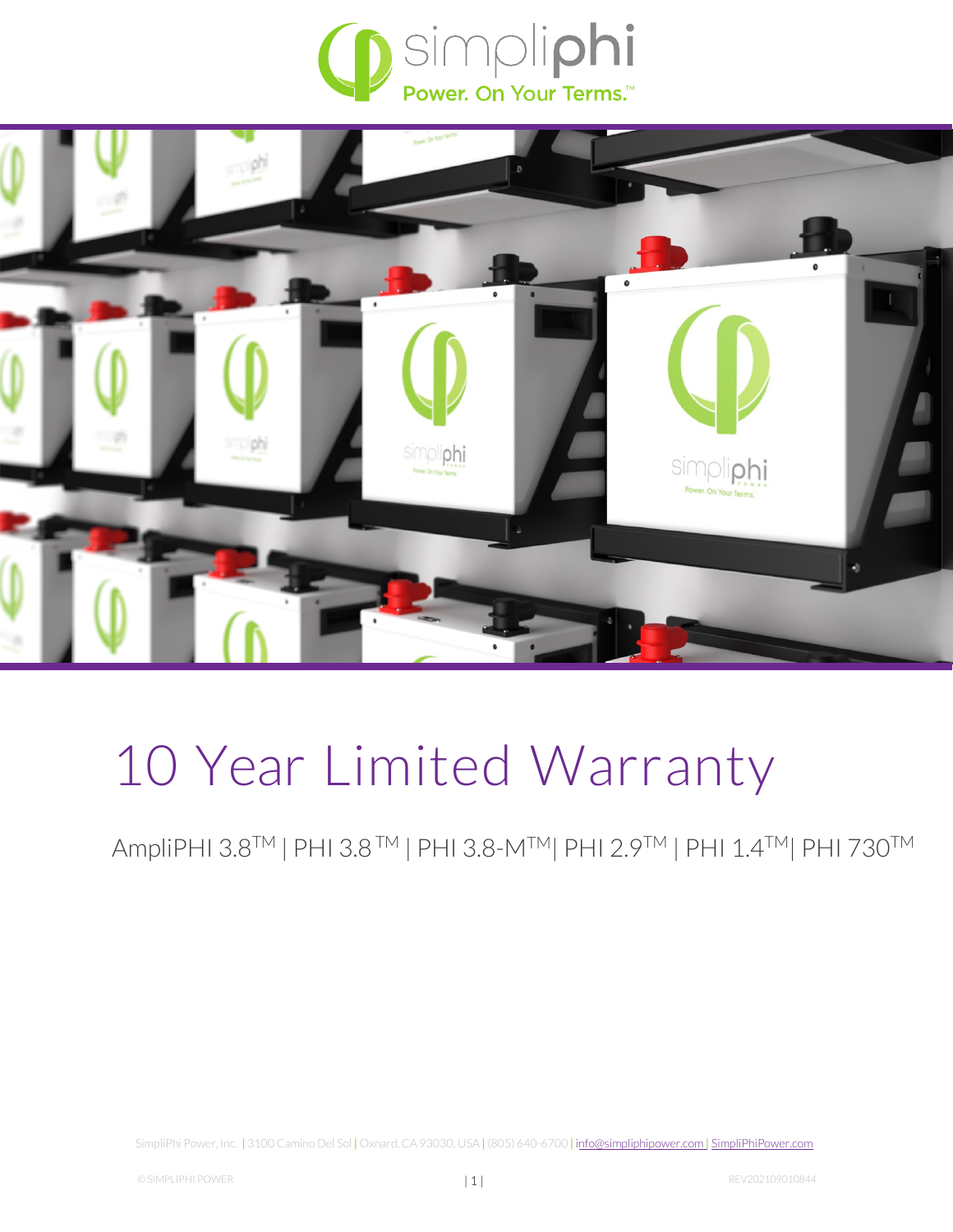simpliphi

Power. On Your Terms.™

# 10 Year Limited Warranty

AmpliPHI 3.8™ | PHI 3.8™ | PHI 3.8-M™ | PHI 2.9™ | PHI 1.4™ | PHI 730™

SimpliPhi Power, Inc. | 3100 Camino Del Sol | Oxnard, CA 93030, USA | (805) 640-6700 | info@simpliphipower.com | SimpliPhiPower.com

© SIMPLIPHI POWER

REV202109010844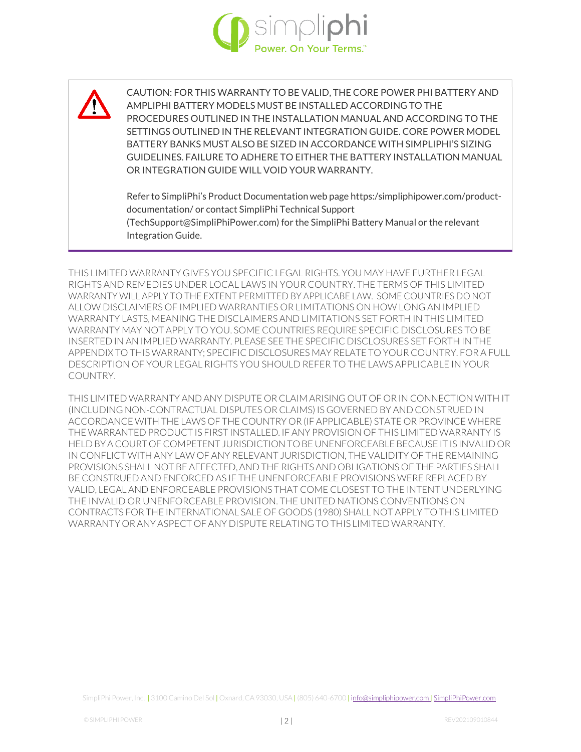CAUTION: FOR THIS WARRANTY TO BE VALID, THE CORE POWER PHI BATTERY AND AMPLIPHI BATTERY MODELS MUST BE INSTALLED ACCORDING TO THE PROCEDURES OUTLINED IN THE INSTALLATION MANUAL AND ACCORDING TO THE SETTINGS OUTLINED IN THE RELEVANT INTEGRATION GUIDE. CORE POWER MODEL BATTERY BANKS MUST ALSO BE SIZED IN ACCORDANCE WITH SIMPLIPHI'S SIZING GUIDELINES. FAILURE TO ADHERE TO EITHER THE BATTERY INSTALLATION MANUAL OR INTEGRATION GUIDE WILL VOID YOUR WARRANTY.

Refer to SimpliPhi's Product Documentation web page https:/simpliphipower.com/product-documentation/ or contact SimpliPhi Technical Support (TechSupport@SimpliPhiPower.com) for the SimpliPhi Battery Manual or the relevant Integration Guide.

THIS LIMITED WARRANTY GIVES YOU SPECIFIC LEGAL RIGHTS. YOU MAY HAVE FURTHER LEGAL RIGHTS AND REMEDIES UNDER LOCAL LAWS IN YOUR COUNTRY. THE TERMS OF THIS LIMITED WARRANTY WILL APPLY TO THE EXTENT PERMITTED BY APPLICABE LAW. SOME COUNTRIES DO NOT ALLOW DISCLAIMERS OF IMPLIED WARRANTIES OR LIMITATIONS ON HOW LONG AN IMPLIED WARRANTY LASTS, MEANING THE DISCLAIMERS AND LIMITATIONS SET FORTH IN THIS LIMITED WARRANTY MAY NOT APPLY TO YOU. SOME COUNTRIES REQUIRE SPECIFIC DISCLOSURES TO BE INSERTED IN AN IMPLIED WARRANTY. PLEASE SEE THE SPECIFIC DISCLOSURES SET FORTH IN THE APPENDIX TO THIS WARRANTY; SPECIFIC DISCLOSURES MAY RELATE TO YOUR COUNTRY. FOR A FULL DESCRIPTION OF YOUR LEGAL RIGHTS YOU SHOULD REFER TO THE LAWS APPLICABLE IN YOUR COUNTRY.

THIS LIMITED WARRANTY AND ANY DISPUTE OR CLAIM ARISING OUT OF OR IN CONNECTION WITH IT (INCLUDING NON-CONTRACTUAL DISPUTES OR CLAIMS) IS GOVERNED BY AND CONSTRUED IN ACCORDANCE WITH THE LAWS OF THE COUNTRY OR (IF APPLICABLE) STATE OR PROVINCE WHERE THE WARRANTED PRODUCT IS FIRST INSTALLED. IF ANY PROVISION OF THIS LIMITED WARRANTY IS HELD BY A COURT OF COMPETENT JURISDICTION TO BE UNENFORCEABLE BECAUSE IT IS INVALID OR IN CONFLICT WITH ANY LAW OF ANY RELEVANT JURISDICTION, THE VALIDITY OF THE REMAINING PROVISIONS SHALL NOT BE AFFECTED, AND THE RIGHTS AND OBLIGATIONS OF THE PARTIES SHALL BE CONSTRUED AND ENFORCED AS IF THE UNENFORCEABLE PROVISIONS WERE REPLACED BY VALID, LEGAL AND ENFORCEABLE PROVISIONS THAT COME CLOSEST TO THE INTENT UNDERLYING THE INVALID OR UNENFORCEABLE PROVISION. THE UNITED NATIONS CONVENTIONS ON CONTRACTS FOR THE INTERNATIONAL SALE OF GOODS (1980) SHALL NOT APPLY TO THIS LIMITED WARRANTY OR ANY ASPECT OF ANY DISPUTE RELATING TO THIS LIMITED WARRANTY.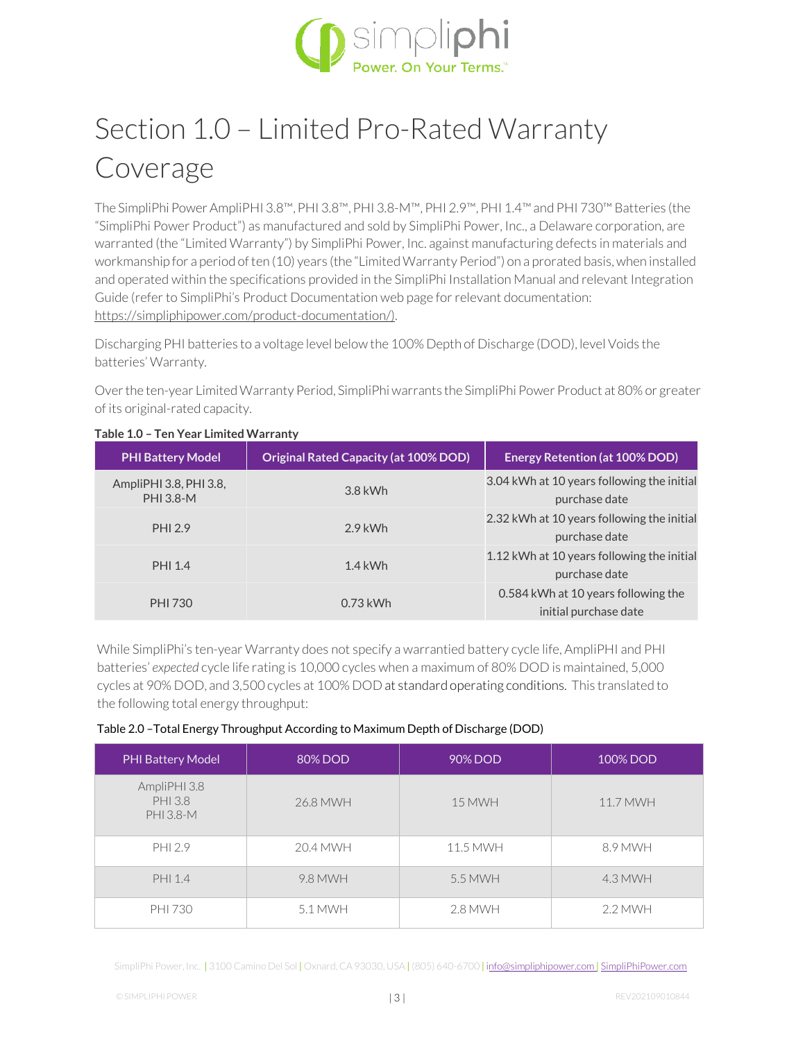# Section 1.0 – Limited Pro-Rated Warranty Coverage

The SimpliPhi Power AmpliPHI 3.8™, PHI 3.8™, PHI 3.8-M™, PHI 2.9™, PHI 1.4™ and PHI 730™ Batteries (the "SimpliPhi Power Product") as manufactured and sold by SimpliPhi Power, Inc., a Delaware corporation, are warranted (the "Limited Warranty") by SimpliPhi Power, Inc. against manufacturing defects in materials and workmanship for a period of ten (10) years (the "Limited Warranty Period") on a prorated basis, when installed and operated within the specifications provided in the SimpliPhi Installation Manual and relevant Integration Guide (refer to SimpliPhi's Product Documentation web page for relevant documentation: https://simpliphipower.com/product-documentation/).

Discharging PHI batteries to a voltage level below the 100% Depth of Discharge (DOD), level Voids the batteries' Warranty.

Over the ten-year Limited Warranty Period, SimpliPhi warrants the SimpliPhi Power Product at 80% or greater of its original-rated capacity.

**Table 1.0 – Ten Year Limited Warranty**

| PHI Battery Model | Original Rated Capacity (at 100% DOD) | Energy Retention (at 100% DOD) |
|---|---|---|
| AmpliPHI 3.8, PHI 3.8, PHI 3.8-M | 3.8 kWh | 3.04 kWh at 10 years following the initial purchase date |
| PHI 2.9 | 2.9 kWh | 2.32 kWh at 10 years following the initial purchase date |
| PHI 1.4 | 1.4 kWh | 1.12 kWh at 10 years following the initial purchase date |
| PHI 730 | 0.73 kWh | 0.584 kWh at 10 years following the initial purchase date |

While SimpliPhi's ten-year Warranty does not specify a warrantied battery cycle life, AmpliPHI and PHI batteries' *expected* cycle life rating is 10,000 cycles when a maximum of 80% DOD is maintained, 5,000 cycles at 90% DOD, and 3,500 cycles at 100% DOD at standard operating conditions. This translated to the following total energy throughput:

Table 2.0 –Total Energy Throughput According to Maximum Depth of Discharge (DOD)

| PHI Battery Model | 80% DOD | 90% DOD | 100% DOD |
|---|---|---|---|
| AmpliPHI 3.8<br>PHI 3.8<br>PHI 3.8-M | 26.8 MWH | 15 MWH | 11.7 MWH |
| PHI 2.9 | 20.4 MWH | 11.5 MWH | 8.9 MWH |
| PHI 1.4 | 9.8 MWH | 5.5 MWH | 4.3 MWH |
| PHI 730 | 5.1 MWH | 2.8 MWH | 2.2 MWH |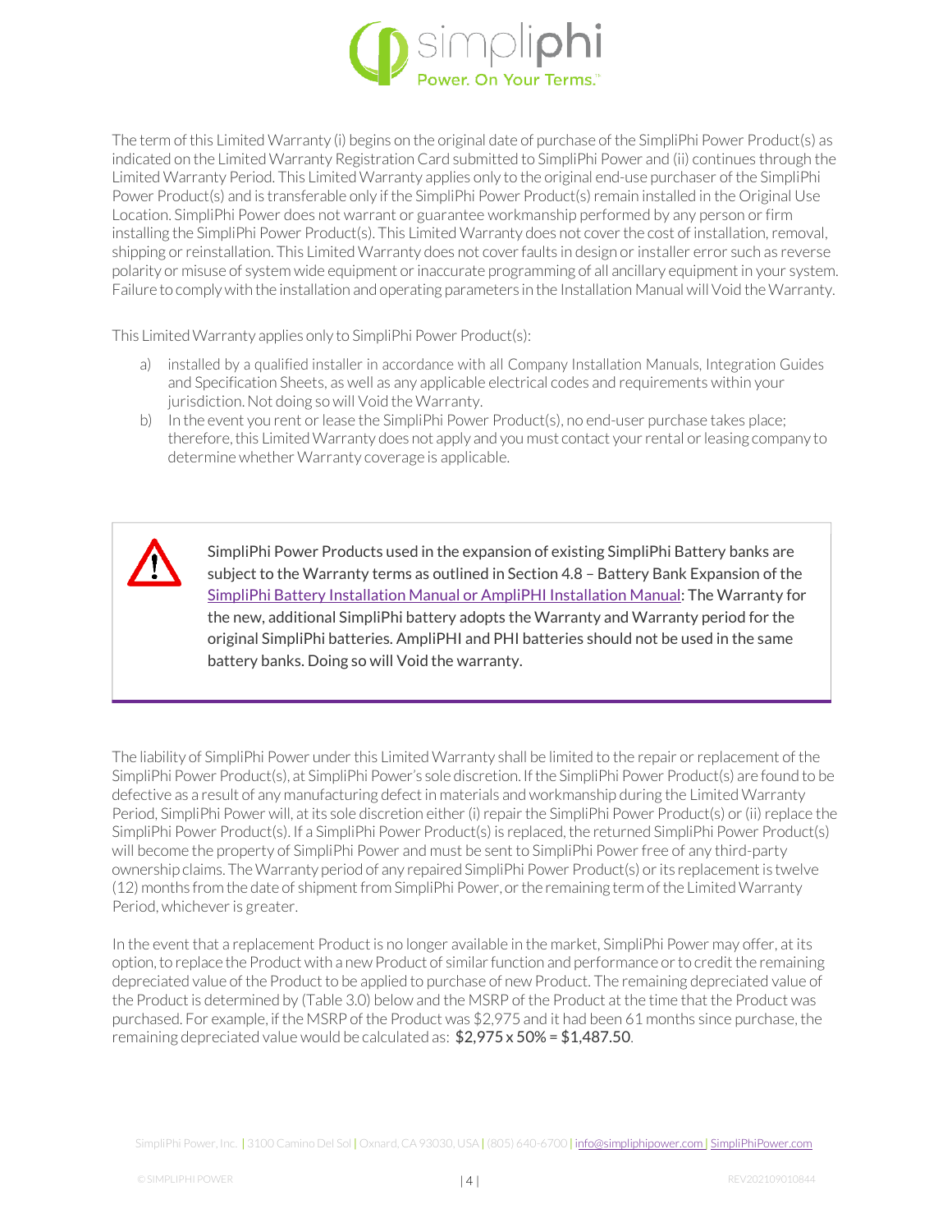The term of this Limited Warranty (i) begins on the original date of purchase of the SimpliPhi Power Product(s) as indicated on the Limited Warranty Registration Card submitted to SimpliPhi Power and (ii) continues through the Limited Warranty Period. This Limited Warranty applies only to the original end-use purchaser of the SimpliPhi Power Product(s) and is transferable only if the SimpliPhi Power Product(s) remain installed in the Original Use Location. SimpliPhi Power does not warrant or guarantee workmanship performed by any person or firm installing the SimpliPhi Power Product(s). This Limited Warranty does not cover the cost of installation, removal, shipping or reinstallation. This Limited Warranty does not cover faults in design or installer error such as reverse polarity or misuse of system wide equipment or inaccurate programming of all ancillary equipment in your system. Failure to comply with the installation and operating parameters in the Installation Manual will Void the Warranty.

This Limited Warranty applies only to SimpliPhi Power Product(s):

a) installed by a qualified installer in accordance with all Company Installation Manuals, Integration Guides and Specification Sheets, as well as any applicable electrical codes and requirements within your jurisdiction. Not doing so will Void the Warranty.
b) In the event you rent or lease the SimpliPhi Power Product(s), no end-user purchase takes place; therefore, this Limited Warranty does not apply and you must contact your rental or leasing company to determine whether Warranty coverage is applicable.

> SimpliPhi Power Products used in the expansion of existing SimpliPhi Battery banks are subject to the Warranty terms as outlined in Section 4.8 – Battery Bank Expansion of the SimpliPhi Battery Installation Manual or AmpliPHI Installation Manual: The Warranty for the new, additional SimpliPhi battery adopts the Warranty and Warranty period for the original SimpliPhi batteries. AmpliPHI and PHI batteries should not be used in the same battery banks. Doing so will Void the warranty.

The liability of SimpliPhi Power under this Limited Warranty shall be limited to the repair or replacement of the SimpliPhi Power Product(s), at SimpliPhi Power's sole discretion. If the SimpliPhi Power Product(s) are found to be defective as a result of any manufacturing defect in materials and workmanship during the Limited Warranty Period, SimpliPhi Power will, at its sole discretion either (i) repair the SimpliPhi Power Product(s) or (ii) replace the SimpliPhi Power Product(s). If a SimpliPhi Power Product(s) is replaced, the returned SimpliPhi Power Product(s) will become the property of SimpliPhi Power and must be sent to SimpliPhi Power free of any third-party ownership claims. The Warranty period of any repaired SimpliPhi Power Product(s) or its replacement is twelve (12) months from the date of shipment from SimpliPhi Power, or the remaining term of the Limited Warranty Period, whichever is greater.

In the event that a replacement Product is no longer available in the market, SimpliPhi Power may offer, at its option, to replace the Product with a new Product of similar function and performance or to credit the remaining depreciated value of the Product to be applied to purchase of new Product. The remaining depreciated value of the Product is determined by (Table 3.0) below and the MSRP of the Product at the time that the Product was purchased. For example, if the MSRP of the Product was $2,975 and it had been 61 months since purchase, the remaining depreciated value would be calculated as: $2,975 x 50% = $1,487.50.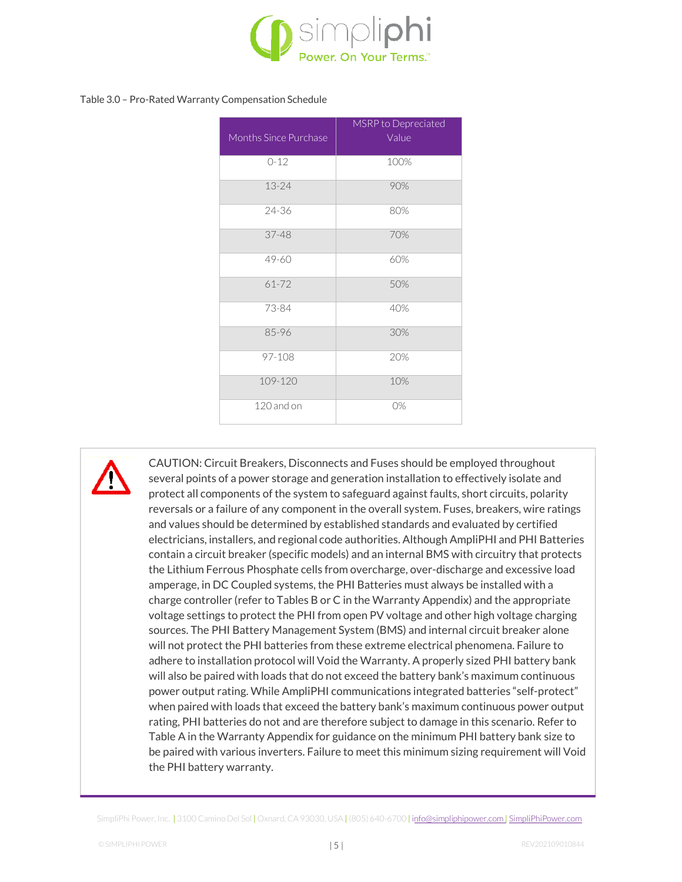Table 3.0 – Pro-Rated Warranty Compensation Schedule

| Months Since Purchase | MSRP to Depreciated Value |
|---|---|
| 0-12 | 100% |
| 13-24 | 90% |
| 24-36 | 80% |
| 37-48 | 70% |
| 49-60 | 60% |
| 61-72 | 50% |
| 73-84 | 40% |
| 85-96 | 30% |
| 97-108 | 20% |
| 109-120 | 10% |
| 120 and on | 0% |

CAUTION: Circuit Breakers, Disconnects and Fuses should be employed throughout several points of a power storage and generation installation to effectively isolate and protect all components of the system to safeguard against faults, short circuits, polarity reversals or a failure of any component in the overall system. Fuses, breakers, wire ratings and values should be determined by established standards and evaluated by certified electricians, installers, and regional code authorities. Although AmpliPHI and PHI Batteries contain a circuit breaker (specific models) and an internal BMS with circuitry that protects the Lithium Ferrous Phosphate cells from overcharge, over-discharge and excessive load amperage, in DC Coupled systems, the PHI Batteries must always be installed with a charge controller (refer to Tables B or C in the Warranty Appendix) and the appropriate voltage settings to protect the PHI from open PV voltage and other high voltage charging sources. The PHI Battery Management System (BMS) and internal circuit breaker alone will not protect the PHI batteries from these extreme electrical phenomena. Failure to adhere to installation protocol will Void the Warranty. A properly sized PHI battery bank will also be paired with loads that do not exceed the battery bank's maximum continuous power output rating. While AmpliPHI communications integrated batteries "self-protect" when paired with loads that exceed the battery bank's maximum continuous power output rating, PHI batteries do not and are therefore subject to damage in this scenario. Refer to Table A in the Warranty Appendix for guidance on the minimum PHI battery bank size to be paired with various inverters. Failure to meet this minimum sizing requirement will Void the PHI battery warranty.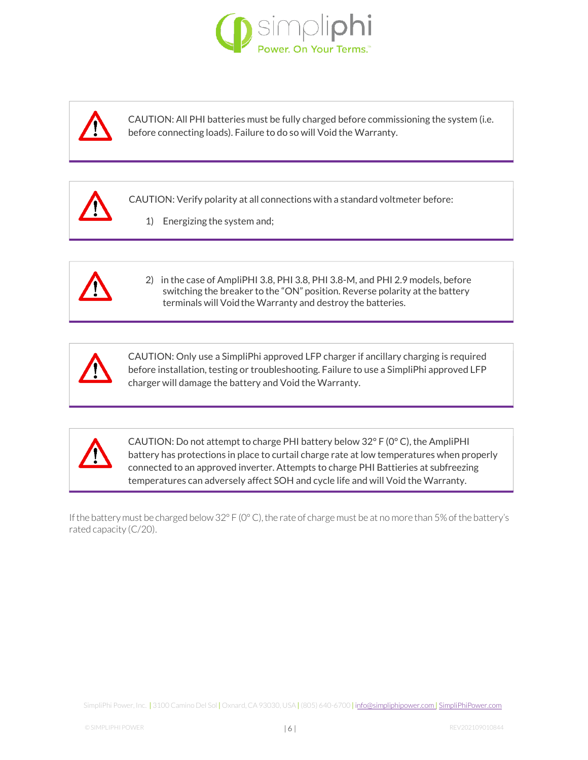CAUTION: All PHI batteries must be fully charged before commissioning the system (i.e. before connecting loads). Failure to do so will Void the Warranty.

CAUTION: Verify polarity at all connections with a standard voltmeter before:

1) Energizing the system and;

2) in the case of AmpliPHI 3.8, PHI 3.8, PHI 3.8-M, and PHI 2.9 models, before switching the breaker to the "ON" position. Reverse polarity at the battery terminals will Void the Warranty and destroy the batteries.

CAUTION: Only use a SimpliPhi approved LFP charger if ancillary charging is required before installation, testing or troubleshooting. Failure to use a SimpliPhi approved LFP charger will damage the battery and Void the Warranty.

CAUTION: Do not attempt to charge PHI battery below 32° F (0° C), the AmpliPHI battery has protections in place to curtail charge rate at low temperatures when properly connected to an approved inverter. Attempts to charge PHI Battieries at subfreezing temperatures can adversely affect SOH and cycle life and will Void the Warranty.

If the battery must be charged below 32° F (0° C), the rate of charge must be at no more than 5% of the battery's rated capacity (C/20).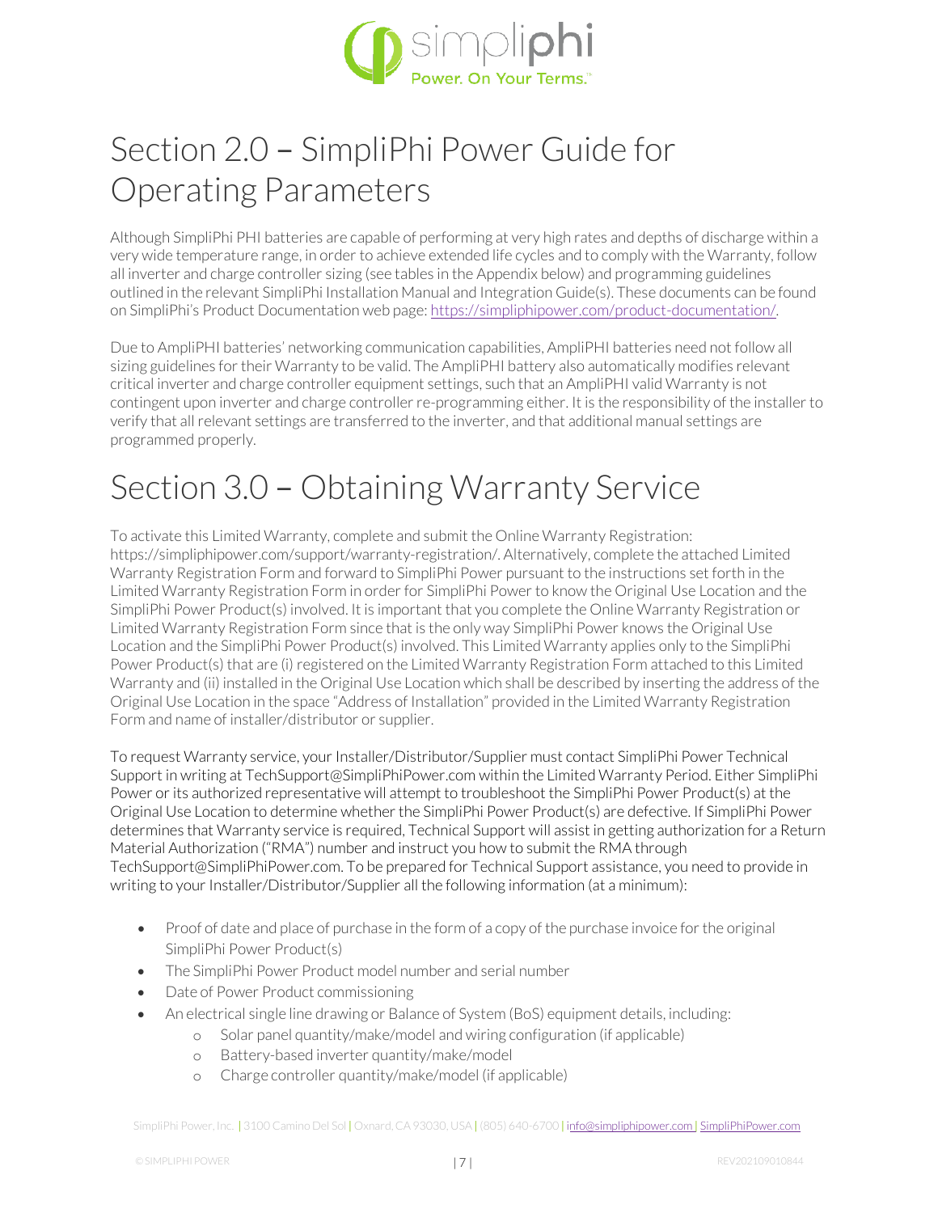# Section 2.0 – SimpliPhi Power Guide for Operating Parameters

Although SimpliPhi PHI batteries are capable of performing at very high rates and depths of discharge within a very wide temperature range, in order to achieve extended life cycles and to comply with the Warranty, follow all inverter and charge controller sizing (see tables in the Appendix below) and programming guidelines outlined in the relevant SimpliPhi Installation Manual and Integration Guide(s). These documents can be found on SimpliPhi's Product Documentation web page: https://simpliphipower.com/product-documentation/.

Due to AmpliPHI batteries' networking communication capabilities, AmpliPHI batteries need not follow all sizing guidelines for their Warranty to be valid. The AmpliPHI battery also automatically modifies relevant critical inverter and charge controller equipment settings, such that an AmpliPHI valid Warranty is not contingent upon inverter and charge controller re-programming either. It is the responsibility of the installer to verify that all relevant settings are transferred to the inverter, and that additional manual settings are programmed properly.

# Section 3.0 – Obtaining Warranty Service

To activate this Limited Warranty, complete and submit the Online Warranty Registration: https://simpliphipower.com/support/warranty-registration/. Alternatively, complete the attached Limited Warranty Registration Form and forward to SimpliPhi Power pursuant to the instructions set forth in the Limited Warranty Registration Form in order for SimpliPhi Power to know the Original Use Location and the SimpliPhi Power Product(s) involved. It is important that you complete the Online Warranty Registration or Limited Warranty Registration Form since that is the only way SimpliPhi Power knows the Original Use Location and the SimpliPhi Power Product(s) involved. This Limited Warranty applies only to the SimpliPhi Power Product(s) that are (i) registered on the Limited Warranty Registration Form attached to this Limited Warranty and (ii) installed in the Original Use Location which shall be described by inserting the address of the Original Use Location in the space "Address of Installation" provided in the Limited Warranty Registration Form and name of installer/distributor or supplier.

To request Warranty service, your Installer/Distributor/Supplier must contact SimpliPhi Power Technical Support in writing at TechSupport@SimpliPhiPower.com within the Limited Warranty Period. Either SimpliPhi Power or its authorized representative will attempt to troubleshoot the SimpliPhi Power Product(s) at the Original Use Location to determine whether the SimpliPhi Power Product(s) are defective. If SimpliPhi Power determines that Warranty service is required, Technical Support will assist in getting authorization for a Return Material Authorization ("RMA") number and instruct you how to submit the RMA through TechSupport@SimpliPhiPower.com. To be prepared for Technical Support assistance, you need to provide in writing to your Installer/Distributor/Supplier all the following information (at a minimum):

- Proof of date and place of purchase in the form of a copy of the purchase invoice for the original SimpliPhi Power Product(s)
- The SimpliPhi Power Product model number and serial number
- Date of Power Product commissioning
- An electrical single line drawing or Balance of System (BoS) equipment details, including:
  - Solar panel quantity/make/model and wiring configuration (if applicable)
  - Battery-based inverter quantity/make/model
  - Charge controller quantity/make/model (if applicable)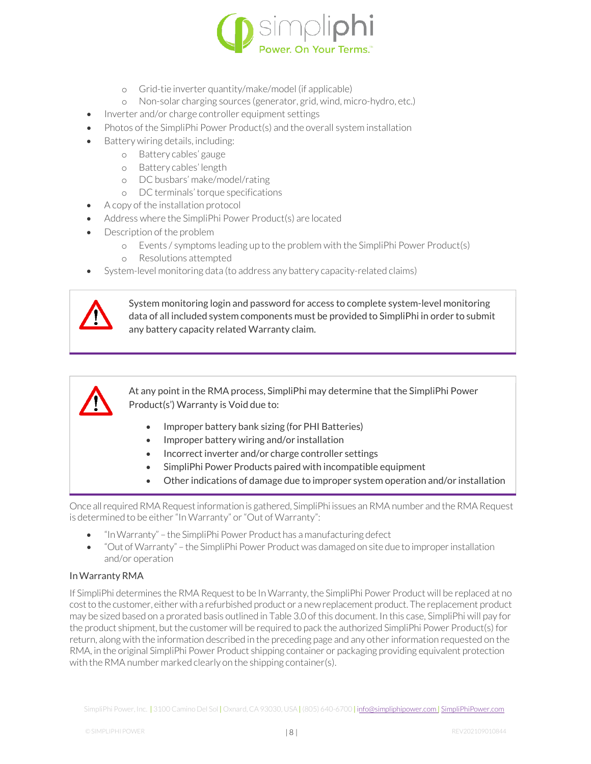- Grid-tie inverter quantity/make/model (if applicable)
    - Non-solar charging sources (generator, grid, wind, micro-hydro, etc.)
- Inverter and/or charge controller equipment settings
- Photos of the SimpliPhi Power Product(s) and the overall system installation
- Battery wiring details, including:
    - Battery cables' gauge
    - Battery cables' length
    - DC busbars' make/model/rating
    - DC terminals' torque specifications
- A copy of the installation protocol
- Address where the SimpliPhi Power Product(s) are located
- Description of the problem
    - Events / symptoms leading up to the problem with the SimpliPhi Power Product(s)
    - Resolutions attempted
- System-level monitoring data (to address any battery capacity-related claims)

> ⚠ System monitoring login and password for access to complete system-level monitoring data of all included system components must be provided to SimpliPhi in order to submit any battery capacity related Warranty claim.

> ⚠ At any point in the RMA process, SimpliPhi may determine that the SimpliPhi Power Product(s') Warranty is Void due to:
>
> - Improper battery bank sizing (for PHI Batteries)
> - Improper battery wiring and/or installation
> - Incorrect inverter and/or charge controller settings
> - SimpliPhi Power Products paired with incompatible equipment
> - Other indications of damage due to improper system operation and/or installation

Once all required RMA Request information is gathered, SimpliPhi issues an RMA number and the RMA Request is determined to be either "In Warranty" or "Out of Warranty":

- "In Warranty" – the SimpliPhi Power Product has a manufacturing defect
- "Out of Warranty" – the SimpliPhi Power Product was damaged on site due to improper installation and/or operation

### In Warranty RMA

If SimpliPhi determines the RMA Request to be In Warranty, the SimpliPhi Power Product will be replaced at no cost to the customer, either with a refurbished product or a new replacement product. The replacement product may be sized based on a prorated basis outlined in Table 3.0 of this document. In this case, SimpliPhi will pay for the product shipment, but the customer will be required to pack the authorized SimpliPhi Power Product(s) for return, along with the information described in the preceding page and any other information requested on the RMA, in the original SimpliPhi Power Product shipping container or packaging providing equivalent protection with the RMA number marked clearly on the shipping container(s).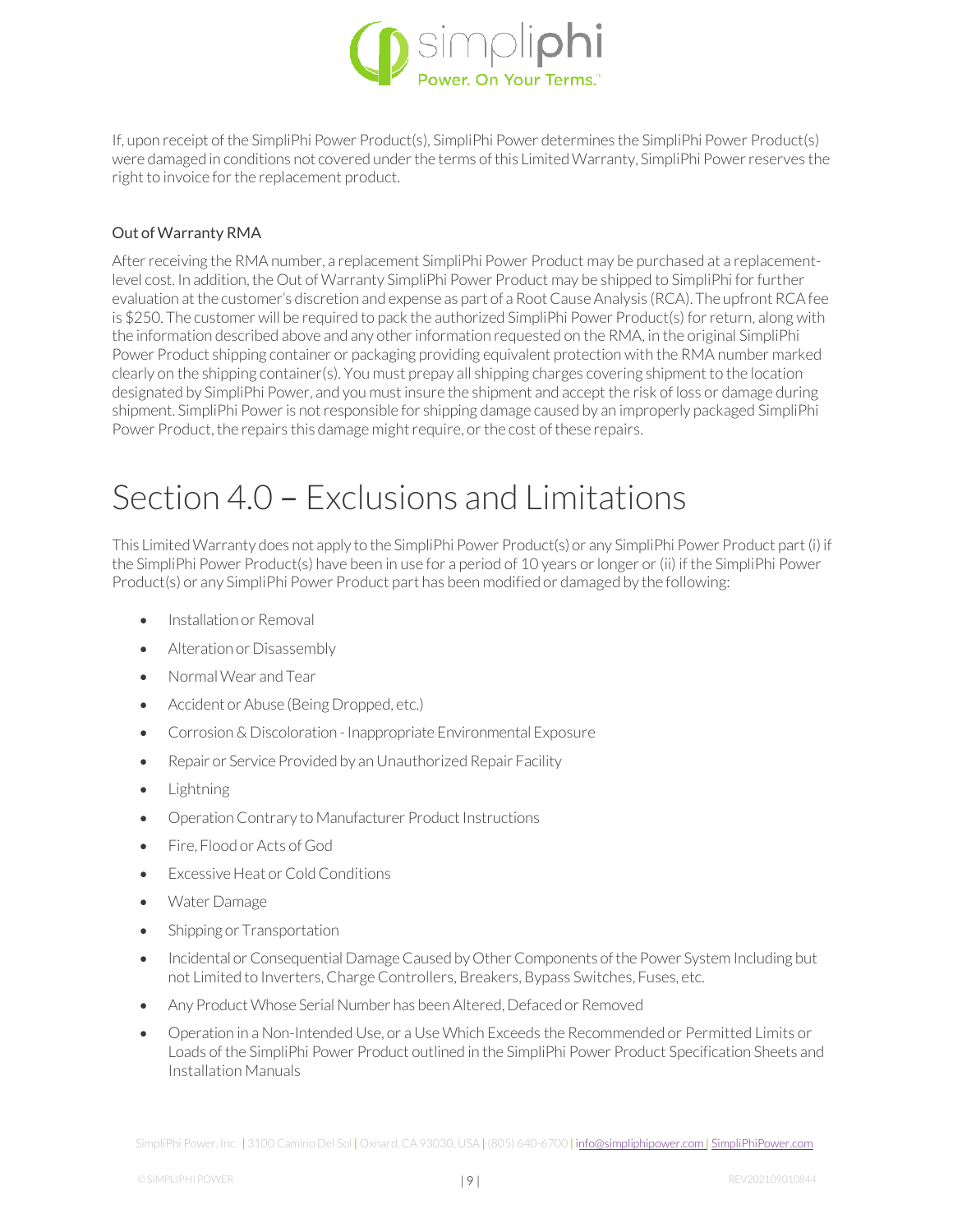If, upon receipt of the SimpliPhi Power Product(s), SimpliPhi Power determines the SimpliPhi Power Product(s) were damaged in conditions not covered under the terms of this Limited Warranty, SimpliPhi Power reserves the right to invoice for the replacement product.

### Out of Warranty RMA

After receiving the RMA number, a replacement SimpliPhi Power Product may be purchased at a replacement-level cost. In addition, the Out of Warranty SimpliPhi Power Product may be shipped to SimpliPhi for further evaluation at the customer's discretion and expense as part of a Root Cause Analysis (RCA). The upfront RCA fee is $250. The customer will be required to pack the authorized SimpliPhi Power Product(s) for return, along with the information described above and any other information requested on the RMA, in the original SimpliPhi Power Product shipping container or packaging providing equivalent protection with the RMA number marked clearly on the shipping container(s). You must prepay all shipping charges covering shipment to the location designated by SimpliPhi Power, and you must insure the shipment and accept the risk of loss or damage during shipment. SimpliPhi Power is not responsible for shipping damage caused by an improperly packaged SimpliPhi Power Product, the repairs this damage might require, or the cost of these repairs.

# Section 4.0 – Exclusions and Limitations

This Limited Warranty does not apply to the SimpliPhi Power Product(s) or any SimpliPhi Power Product part (i) if the SimpliPhi Power Product(s) have been in use for a period of 10 years or longer or (ii) if the SimpliPhi Power Product(s) or any SimpliPhi Power Product part has been modified or damaged by the following:

- Installation or Removal
- Alteration or Disassembly
- Normal Wear and Tear
- Accident or Abuse (Being Dropped, etc.)
- Corrosion & Discoloration - Inappropriate Environmental Exposure
- Repair or Service Provided by an Unauthorized Repair Facility
- Lightning
- Operation Contrary to Manufacturer Product Instructions
- Fire, Flood or Acts of God
- Excessive Heat or Cold Conditions
- Water Damage
- Shipping or Transportation
- Incidental or Consequential Damage Caused by Other Components of the Power System Including but not Limited to Inverters, Charge Controllers, Breakers, Bypass Switches, Fuses, etc.
- Any Product Whose Serial Number has been Altered, Defaced or Removed
- Operation in a Non-Intended Use, or a Use Which Exceeds the Recommended or Permitted Limits or Loads of the SimpliPhi Power Product outlined in the SimpliPhi Power Product Specification Sheets and Installation Manuals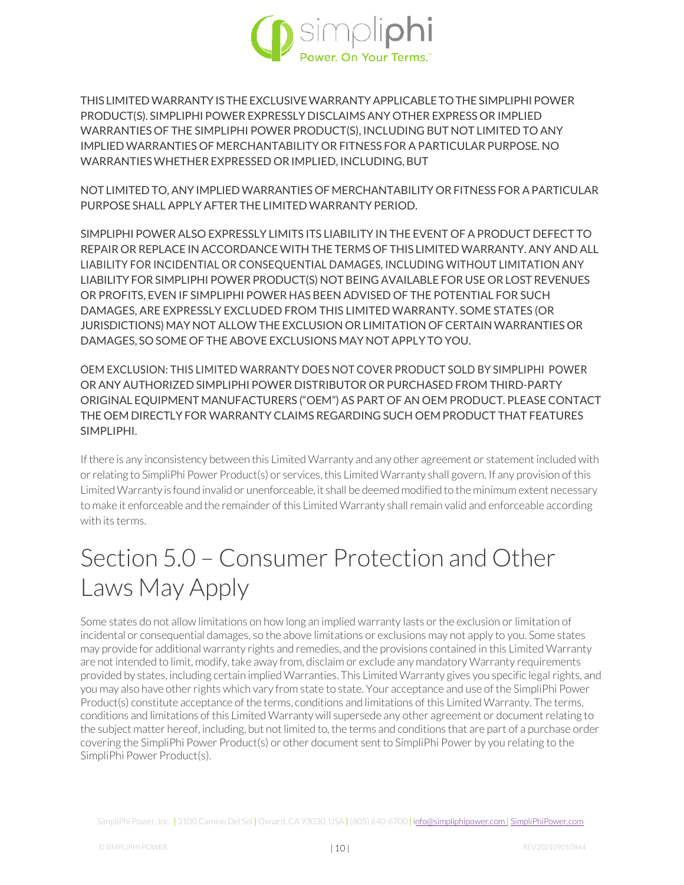THIS LIMITED WARRANTY IS THE EXCLUSIVE WARRANTY APPLICABLE TO THE SIMPLIPHI POWER PRODUCT(S). SIMPLIPHI POWER EXPRESSLY DISCLAIMS ANY OTHER EXPRESS OR IMPLIED WARRANTIES OF THE SIMPLIPHI POWER PRODUCT(S), INCLUDING BUT NOT LIMITED TO ANY IMPLIED WARRANTIES OF MERCHANTABILITY OR FITNESS FOR A PARTICULAR PURPOSE. NO WARRANTIES WHETHER EXPRESSED OR IMPLIED, INCLUDING, BUT

NOT LIMITED TO, ANY IMPLIED WARRANTIES OF MERCHANTABILITY OR FITNESS FOR A PARTICULAR PURPOSE SHALL APPLY AFTER THE LIMITED WARRANTY PERIOD.

SIMPLIPHI POWER ALSO EXPRESSLY LIMITS ITS LIABILITY IN THE EVENT OF A PRODUCT DEFECT TO REPAIR OR REPLACE IN ACCORDANCE WITH THE TERMS OF THIS LIMITED WARRANTY. ANY AND ALL LIABILITY FOR INCIDENTIAL OR CONSEQUENTIAL DAMAGES, INCLUDING WITHOUT LIMITATION ANY LIABILITY FOR SIMPLIPHI POWER PRODUCT(S) NOT BEING AVAILABLE FOR USE OR LOST REVENUES OR PROFITS, EVEN IF SIMPLIPHI POWER HAS BEEN ADVISED OF THE POTENTIAL FOR SUCH DAMAGES, ARE EXPRESSLY EXCLUDED FROM THIS LIMITED WARRANTY. SOME STATES (OR JURISDICTIONS) MAY NOT ALLOW THE EXCLUSION OR LIMITATION OF CERTAIN WARRANTIES OR DAMAGES, SO SOME OF THE ABOVE EXCLUSIONS MAY NOT APPLY TO YOU.

OEM EXCLUSION: THIS LIMITED WARRANTY DOES NOT COVER PRODUCT SOLD BY SIMPLIPHI POWER OR ANY AUTHORIZED SIMPLIPHI POWER DISTRIBUTOR OR PURCHASED FROM THIRD-PARTY ORIGINAL EQUIPMENT MANUFACTURERS ("OEM") AS PART OF AN OEM PRODUCT. PLEASE CONTACT THE OEM DIRECTLY FOR WARRANTY CLAIMS REGARDING SUCH OEM PRODUCT THAT FEATURES SIMPLIPHI.

If there is any inconsistency between this Limited Warranty and any other agreement or statement included with or relating to SimpliPhi Power Product(s) or services, this Limited Warranty shall govern. If any provision of this Limited Warranty is found invalid or unenforceable, it shall be deemed modified to the minimum extent necessary to make it enforceable and the remainder of this Limited Warranty shall remain valid and enforceable according with its terms.

# Section 5.0 – Consumer Protection and Other Laws May Apply

Some states do not allow limitations on how long an implied warranty lasts or the exclusion or limitation of incidental or consequential damages, so the above limitations or exclusions may not apply to you. Some states may provide for additional warranty rights and remedies, and the provisions contained in this Limited Warranty are not intended to limit, modify, take away from, disclaim or exclude any mandatory Warranty requirements provided by states, including certain implied Warranties. This Limited Warranty gives you specific legal rights, and you may also have other rights which vary from state to state. Your acceptance and use of the SimpliPhi Power Product(s) constitute acceptance of the terms, conditions and limitations of this Limited Warranty. The terms, conditions and limitations of this Limited Warranty will supersede any other agreement or document relating to the subject matter hereof, including, but not limited to, the terms and conditions that are part of a purchase order covering the SimpliPhi Power Product(s) or other document sent to SimpliPhi Power by you relating to the SimpliPhi Power Product(s).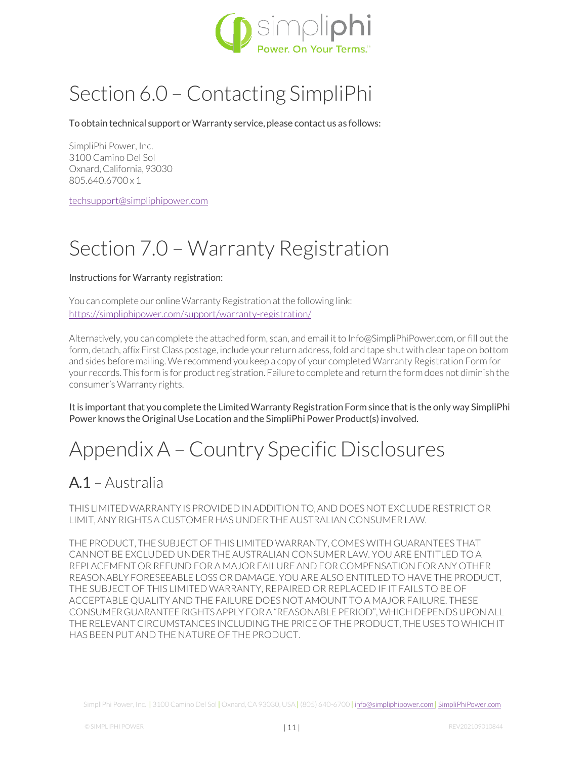# Section 6.0 – Contacting SimpliPhi

To obtain technical support or Warranty service, please contact us as follows:

SimpliPhi Power, Inc.
3100 Camino Del Sol
Oxnard, California, 93030
805.640.6700 x 1

techsupport@simpliphipower.com

# Section 7.0 – Warranty Registration

Instructions for Warranty registration:

You can complete our online Warranty Registration at the following link:
https://simpliphipower.com/support/warranty-registration/

Alternatively, you can complete the attached form, scan, and email it to Info@SimpliPhiPower.com, or fill out the form, detach, affix First Class postage, include your return address, fold and tape shut with clear tape on bottom and sides before mailing. We recommend you keep a copy of your completed Warranty Registration Form for your records. This form is for product registration. Failure to complete and return the form does not diminish the consumer's Warranty rights.

It is important that you complete the Limited Warranty Registration Form since that is the only way SimpliPhi Power knows the Original Use Location and the SimpliPhi Power Product(s) involved.

# Appendix A – Country Specific Disclosures

## A.1 – Australia

THIS LIMITED WARRANTY IS PROVIDED IN ADDITION TO, AND DOES NOT EXCLUDE RESTRICT OR LIMIT, ANY RIGHTS A CUSTOMER HAS UNDER THE AUSTRALIAN CONSUMER LAW.

THE PRODUCT, THE SUBJECT OF THIS LIMITED WARRANTY, COMES WITH GUARANTEES THAT CANNOT BE EXCLUDED UNDER THE AUSTRALIAN CONSUMER LAW. YOU ARE ENTITLED TO A REPLACEMENT OR REFUND FOR A MAJOR FAILURE AND FOR COMPENSATION FOR ANY OTHER REASONABLY FORESEEABLE LOSS OR DAMAGE. YOU ARE ALSO ENTITLED TO HAVE THE PRODUCT, THE SUBJECT OF THIS LIMITED WARRANTY, REPAIRED OR REPLACED IF IT FAILS TO BE OF ACCEPTABLE QUALITY AND THE FAILURE DOES NOT AMOUNT TO A MAJOR FAILURE. THESE CONSUMER GUARANTEE RIGHTS APPLY FOR A "REASONABLE PERIOD", WHICH DEPENDS UPON ALL THE RELEVANT CIRCUMSTANCES INCLUDING THE PRICE OF THE PRODUCT, THE USES TO WHICH IT HAS BEEN PUT AND THE NATURE OF THE PRODUCT.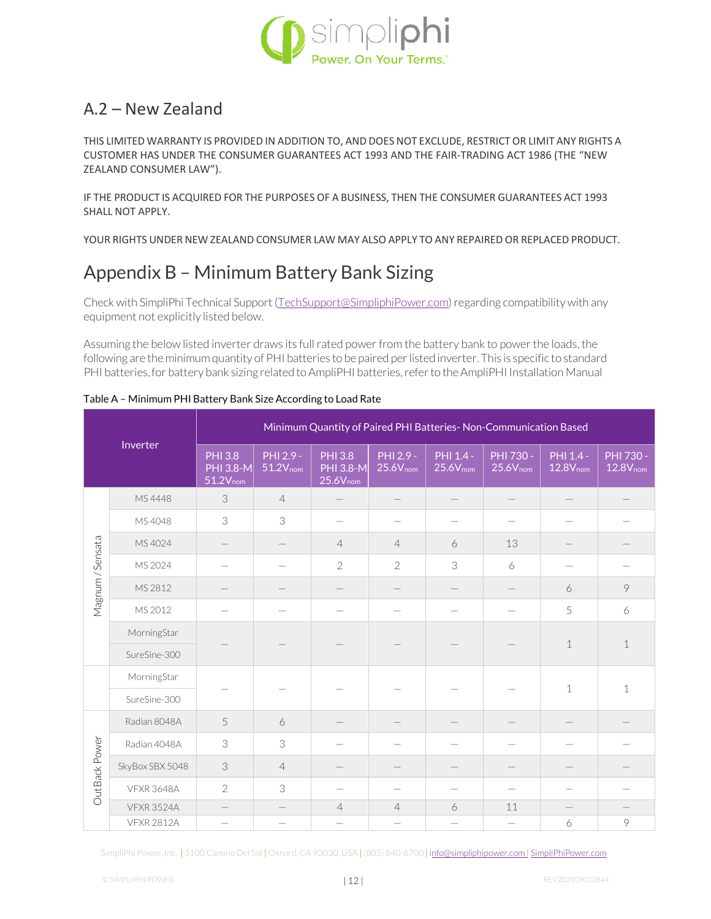## A.2 – New Zealand

THIS LIMITED WARRANTY IS PROVIDED IN ADDITION TO, AND DOES NOT EXCLUDE, RESTRICT OR LIMIT ANY RIGHTS A CUSTOMER HAS UNDER THE CONSUMER GUARANTEES ACT 1993 AND THE FAIR-TRADING ACT 1986 (THE "NEW ZEALAND CONSUMER LAW").

IF THE PRODUCT IS ACQUIRED FOR THE PURPOSES OF A BUSINESS, THEN THE CONSUMER GUARANTEES ACT 1993 SHALL NOT APPLY.

YOUR RIGHTS UNDER NEW ZEALAND CONSUMER LAW MAY ALSO APPLY TO ANY REPAIRED OR REPLACED PRODUCT.

# Appendix B – Minimum Battery Bank Sizing

Check with SimpliPhi Technical Support (TechSupport@SimpliphiPower.com) regarding compatibility with any equipment not explicitly listed below.

Assuming the below listed inverter draws its full rated power from the battery bank to power the loads, the following are the minimum quantity of PHI batteries to be paired per listed inverter. This is specific to standard PHI batteries, for battery bank sizing related to AmpliPHI batteries, refer to the AmpliPHI Installation Manual

Table A – Minimum PHI Battery Bank Size According to Load Rate

| Inverter | | Minimum Quantity of Paired PHI Batteries- Non-Communication Based | | | | | | | |
|---|---|---|---|---|---|---|---|---|---|
| | | PHI 3.8 PHI 3.8-M $51.2V_{nom}$ | PHI 2.9 - $51.2V_{nom}$ | PHI 3.8 PHI 3.8-M $25.6V_{nom}$ | PHI 2.9 - $25.6V_{nom}$ | PHI 1.4 - $25.6V_{nom}$ | PHI 730 - $25.6V_{nom}$ | PHI 1.4 - $12.8V_{nom}$ | PHI 730 - $12.8V_{nom}$ |
| Magnum / Sensata | MS 4448 | 3 | 4 | – | – | – | – | – | – |
| | MS 4048 | 3 | 3 | – | – | – | – | – | – |
| | MS 4024 | – | – | 4 | 4 | 6 | 13 | – | – |
| | MS 2024 | – | – | 2 | 2 | 3 | 6 | – | – |
| | MS 2812 | – | – | – | – | – | – | 6 | 9 |
| | MS 2012 | – | – | – | – | – | – | 5 | 6 |
| | MorningStar SureSine-300 | – | – | – | – | – | – | 1 | 1 |
| | MorningStar SureSine-300 | – | – | – | – | – | – | 1 | 1 |
| OutBack Power | Radian 8048A | 5 | 6 | – | – | – | – | – | – |
| | Radian 4048A | 3 | 3 | – | – | – | – | – | – |
| | SkyBox SBX 5048 | 3 | 4 | – | – | – | – | – | – |
| | VFXR 3648A | 2 | 3 | – | – | – | – | – | – |
| | VFXR 3524A | – | – | 4 | 4 | 6 | 11 | – | – |
| | VFXR 2812A | – | – | – | – | – | – | 6 | 9 |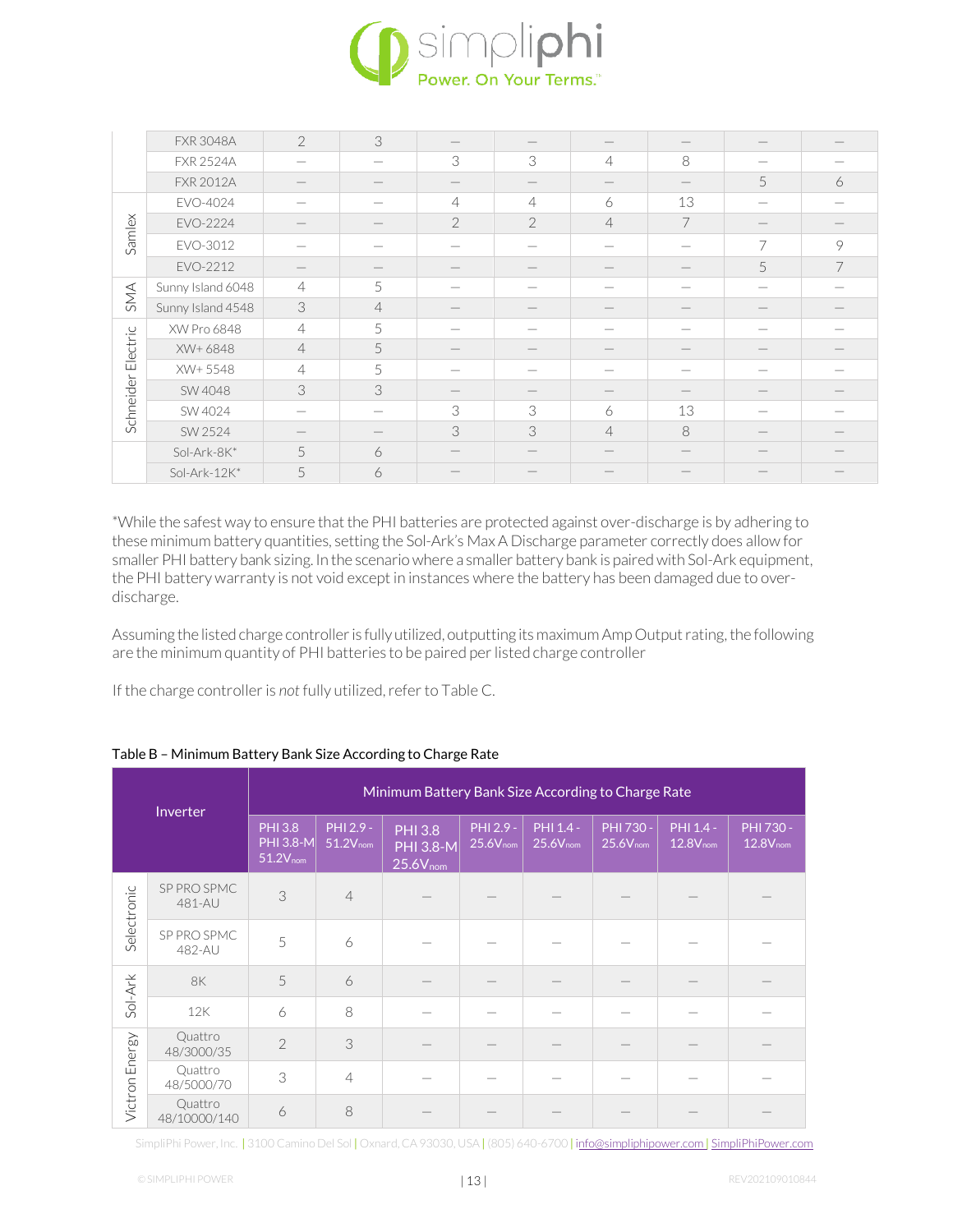| | | | | | | | | | |
|---|---|---|---|---|---|---|---|---|---|
| | FXR 3048A | 2 | 3 | — | — | — | — | — | — |
| | FXR 2524A | — | — | 3 | 3 | 4 | 8 | — | — |
| | FXR 2012A | — | — | — | — | — | — | 5 | 6 |
| Samlex | EVO-4024 | — | — | 4 | 4 | 6 | 13 | — | — |
| | EVO-2224 | — | — | 2 | 2 | 4 | 7 | — | — |
| | EVO-3012 | — | — | — | — | — | — | 7 | 9 |
| | EVO-2212 | — | — | — | — | — | — | 5 | 7 |
| SMA | Sunny Island 6048 | 4 | 5 | — | — | — | — | — | — |
| | Sunny Island 4548 | 3 | 4 | — | — | — | — | — | — |
| Schneider Electric | XW Pro 6848 | 4 | 5 | — | — | — | — | — | — |
| | XW+ 6848 | 4 | 5 | — | — | — | — | — | — |
| | XW+ 5548 | 4 | 5 | — | — | — | — | — | — |
| | SW 4048 | 3 | 3 | — | — | — | — | — | — |
| | SW 4024 | — | — | 3 | 3 | 6 | 13 | — | — |
| | SW 2524 | — | — | 3 | 3 | 4 | 8 | — | — |
| | Sol-Ark-8K* | 5 | 6 | — | — | — | — | — | — |
| | Sol-Ark-12K* | 5 | 6 | — | — | — | — | — | — |

*While the safest way to ensure that the PHI batteries are protected against over-discharge is by adhering to these minimum battery quantities, setting the Sol-Ark's Max A Discharge parameter correctly does allow for smaller PHI battery bank sizing. In the scenario where a smaller battery bank is paired with Sol-Ark equipment, the PHI battery warranty is not void except in instances where the battery has been damaged due to over-discharge.

Assuming the listed charge controller is fully utilized, outputting its maximum Amp Output rating, the following are the minimum quantity of PHI batteries to be paired per listed charge controller

If the charge controller is *not* fully utilized, refer to Table C.

Table B – Minimum Battery Bank Size According to Charge Rate

| Inverter | | Minimum Battery Bank Size According to Charge Rate | | | | | | | |
|---|---|---|---|---|---|---|---|---|---|
| | | PHI 3.8 PHI 3.8-M $51.2V_{nom}$ | PHI 2.9 - $51.2V_{nom}$ | PHI 3.8 PHI 3.8-M $25.6V_{nom}$ | PHI 2.9 - $25.6V_{nom}$ | PHI 1.4 - $25.6V_{nom}$ | PHI 730 - $25.6V_{nom}$ | PHI 1.4 - $12.8V_{nom}$ | PHI 730 - $12.8V_{nom}$ |
| Selectronic | SP PRO SPMC 481-AU | 3 | 4 | — | — | — | — | — | — |
| | SP PRO SPMC 482-AU | 5 | 6 | — | — | — | — | — | — |
| Sol-Ark | 8K | 5 | 6 | — | — | — | — | — | — |
| | 12K | 6 | 8 | — | — | — | — | — | — |
| Victron Energy | Quattro 48/3000/35 | 2 | 3 | — | — | — | — | — | — |
| | Quattro 48/5000/70 | 3 | 4 | — | — | — | — | — | — |
| | Quattro 48/10000/140 | 6 | 8 | — | — | — | — | — | — |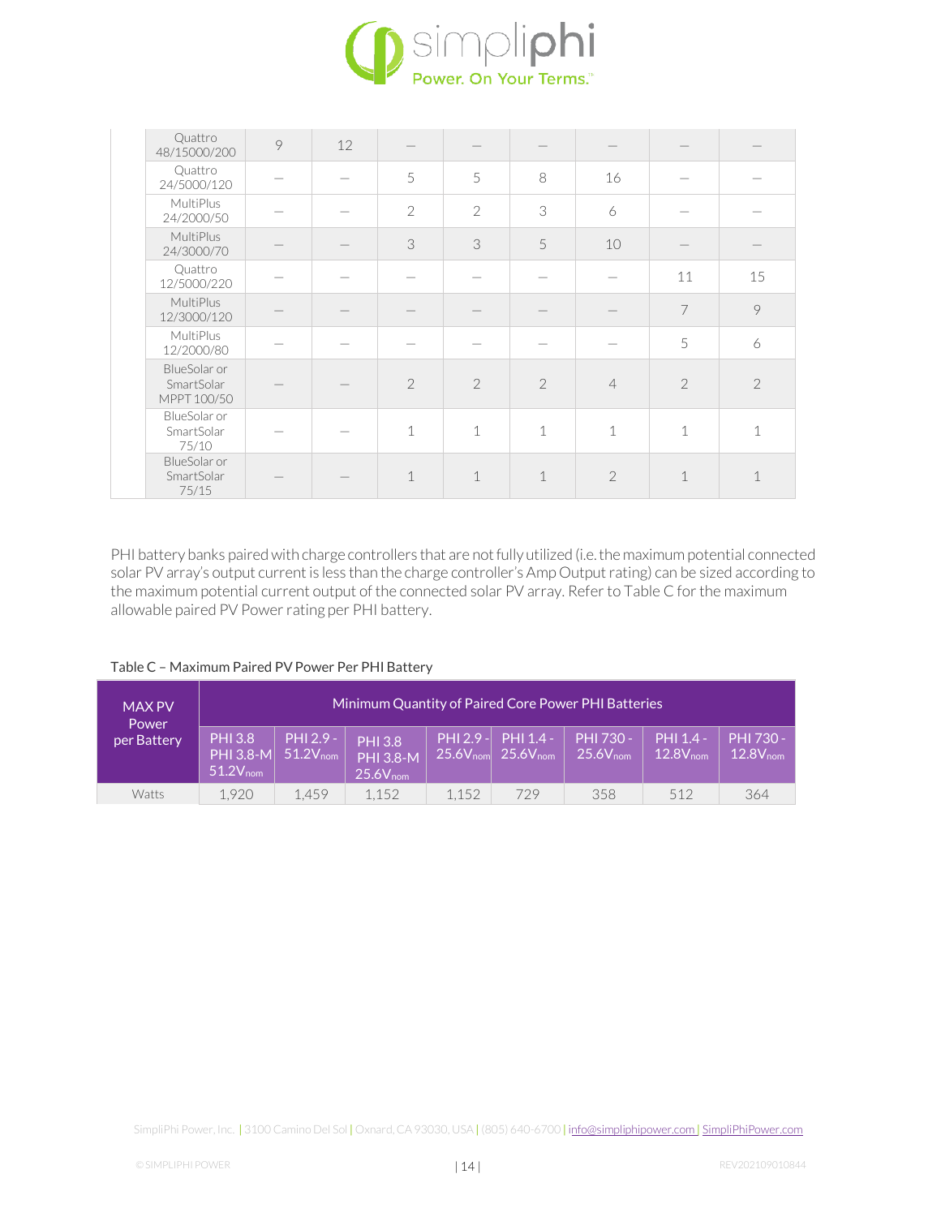| | | | | | | | | | |
|---|---|---|---|---|---|---|---|---|---|
| Quattro 48/15000/200 | 9 | 12 | — | — | — | — | — | — |
| Quattro 24/5000/120 | — | — | 5 | 5 | 8 | 16 | — | — |
| MultiPlus 24/2000/50 | — | — | 2 | 2 | 3 | 6 | — | — |
| MultiPlus 24/3000/70 | — | — | 3 | 3 | 5 | 10 | — | — |
| Quattro 12/5000/220 | — | — | — | — | — | — | 11 | 15 |
| MultiPlus 12/3000/120 | — | — | — | — | — | — | 7 | 9 |
| MultiPlus 12/2000/80 | — | — | — | — | — | — | 5 | 6 |
| BlueSolar or SmartSolar MPPT 100/50 | — | — | 2 | 2 | 2 | 4 | 2 | 2 |
| BlueSolar or SmartSolar 75/10 | — | — | 1 | 1 | 1 | 1 | 1 | 1 |
| BlueSolar or SmartSolar 75/15 | — | — | 1 | 1 | 1 | 2 | 1 | 1 |

PHI battery banks paired with charge controllers that are not fully utilized (i.e. the maximum potential connected solar PV array's output current is less than the charge controller's Amp Output rating) can be sized according to the maximum potential current output of the connected solar PV array. Refer to Table C for the maximum allowable paired PV Power rating per PHI battery.

Table C – Maximum Paired PV Power Per PHI Battery

| MAX PV Power per Battery | Minimum Quantity of Paired Core Power PHI Batteries | | | | | | | |
|---|---|---|---|---|---|---|---|---|
| | PHI 3.8 PHI 3.8-M 51.2$V_{nom}$ | PHI 2.9 - 51.2$V_{nom}$ | PHI 3.8 PHI 3.8-M 25.6$V_{nom}$ | PHI 2.9 - 25.6$V_{nom}$ | PHI 1.4 - 25.6$V_{nom}$ | PHI 730 - 25.6$V_{nom}$ | PHI 1.4 - 12.8$V_{nom}$ | PHI 730 - 12.8$V_{nom}$ |
| Watts | 1,920 | 1,459 | 1,152 | 1,152 | 729 | 358 | 512 | 364 |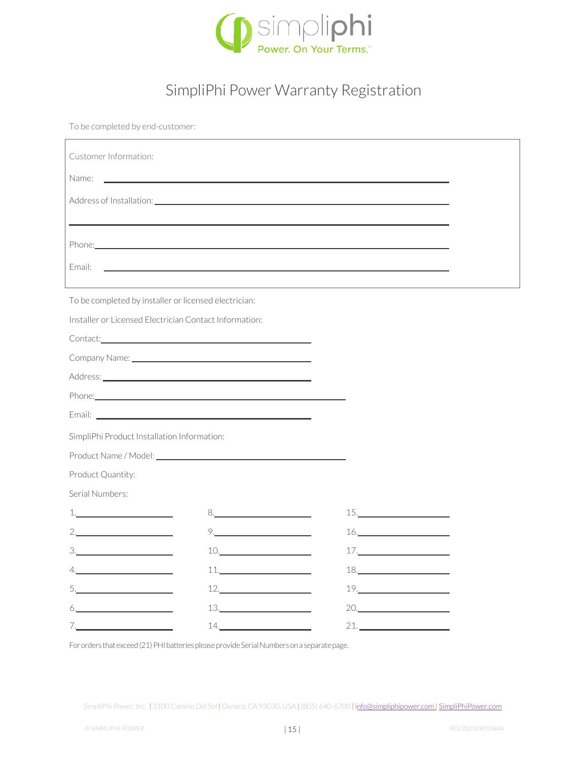# SimpliPhi Power Warranty Registration

To be completed by end-customer:

Customer Information:

Name: ______________________________

Address of Installation: ______________________________

______________________________

Phone: ______________________________

Email: ______________________________

To be completed by installer or licensed electrician:

Installer or Licensed Electrician Contact Information:

Contact: ______________________________

Company Name: ______________________________

Address: ______________________________

Phone: ______________________________

Email: ______________________________

SimpliPhi Product Installation Information:

Product Name / Model: ______________________________

Product Quantity:

Serial Numbers:

| | | |
|---|---|---|
| 1.____________ | 8.____________ | 15.____________ |
| 2.____________ | 9.____________ | 16.____________ |
| 3.____________ | 10.____________ | 17.____________ |
| 4.____________ | 11.____________ | 18.____________ |
| 5.____________ | 12.____________ | 19.____________ |
| 6.____________ | 13.____________ | 20.____________ |
| 7.____________ | 14.____________ | 21.____________ |

For orders that exceed (21) PHI batteries please provide Serial Numbers on a separate page.

SimpliPhi Power, Inc. | 3100 Camino Del Sol | Oxnard, CA 93030, USA | (805) 640-6700 | info@simpliphipower.com | SimpliPhiPower.com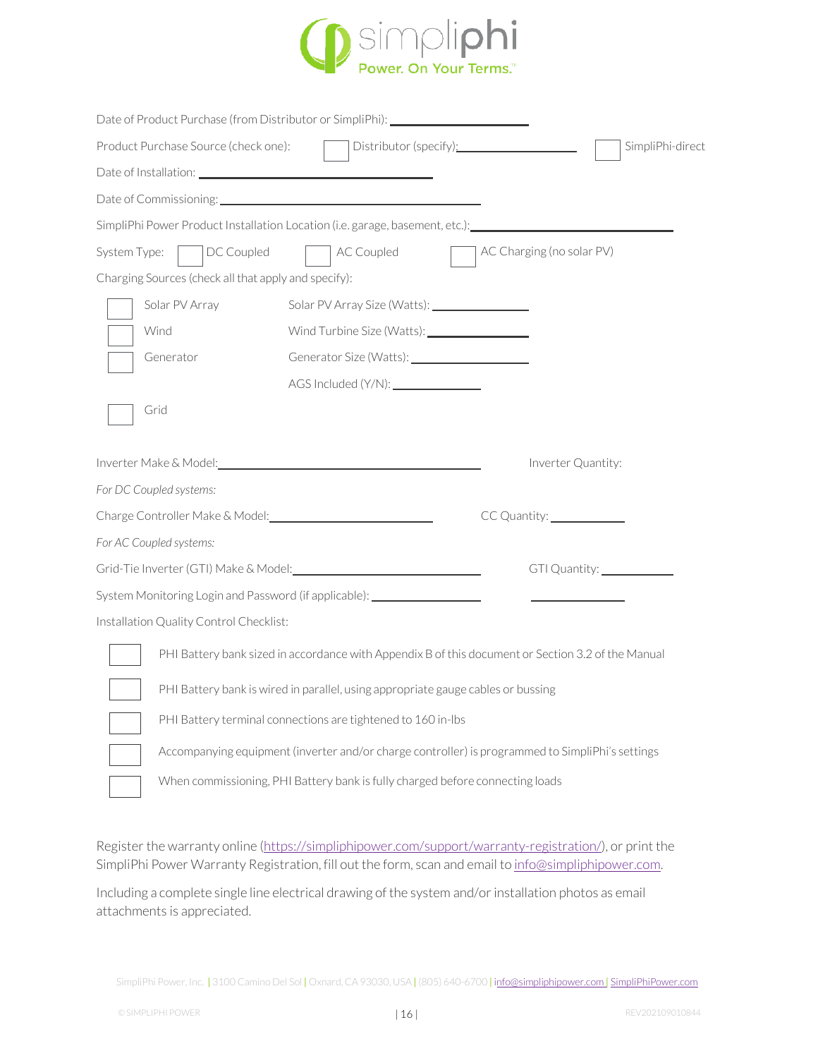Date of Product Purchase (from Distributor or SimpliPhi): \_\_\_\_\_\_\_\_\_\_\_\_\_\_\_\_\_\_\_\_

Product Purchase Source (check one): ☐ Distributor (specify): \_\_\_\_\_\_\_\_\_\_\_\_\_\_\_\_\_\_\_\_ ☐ SimpliPhi-direct

Date of Installation: \_\_\_\_\_\_\_\_\_\_\_\_\_\_\_\_\_\_\_\_\_\_\_\_\_\_\_\_\_\_\_\_

Date of Commissioning: \_\_\_\_\_\_\_\_\_\_\_\_\_\_\_\_\_\_\_\_\_\_\_\_\_\_\_\_\_\_\_\_\_\_\_\_

SimpliPhi Power Product Installation Location (i.e. garage, basement, etc.): \_\_\_\_\_\_\_\_\_\_\_\_\_\_\_\_\_\_\_\_\_\_\_\_\_\_\_\_\_\_

System Type: ☐ DC Coupled ☐ AC Coupled ☐ AC Charging (no solar PV)

Charging Sources (check all that apply and specify):

- ☐ Solar PV Array — Solar PV Array Size (Watts): \_\_\_\_\_\_\_\_\_\_\_\_\_\_\_\_
- ☐ Wind — Wind Turbine Size (Watts): \_\_\_\_\_\_\_\_\_\_\_\_\_\_\_\_
- ☐ Generator — Generator Size (Watts): \_\_\_\_\_\_\_\_\_\_\_\_\_\_\_\_
  - AGS Included (Y/N): \_\_\_\_\_\_\_\_\_\_\_\_\_\_
- ☐ Grid

Inverter Make & Model: \_\_\_\_\_\_\_\_\_\_\_\_\_\_\_\_\_\_\_\_\_\_\_\_\_\_\_\_\_\_\_\_\_\_\_\_ Inverter Quantity:

*For DC Coupled systems:*

Charge Controller Make & Model: \_\_\_\_\_\_\_\_\_\_\_\_\_\_\_\_\_\_\_\_\_\_\_\_\_\_ CC Quantity: \_\_\_\_\_\_\_\_\_\_\_\_

*For AC Coupled systems:*

Grid-Tie Inverter (GTI) Make & Model: \_\_\_\_\_\_\_\_\_\_\_\_\_\_\_\_\_\_\_\_\_\_\_\_\_\_ GTI Quantity: \_\_\_\_\_\_\_\_\_\_\_\_

System Monitoring Login and Password (if applicable): \_\_\_\_\_\_\_\_\_\_\_\_\_\_\_\_\_\_ \_\_\_\_\_\_\_\_\_\_\_\_\_\_\_\_

Installation Quality Control Checklist:

- ☐ PHI Battery bank sized in accordance with Appendix B of this document or Section 3.2 of the Manual
- ☐ PHI Battery bank is wired in parallel, using appropriate gauge cables or bussing
- ☐ PHI Battery terminal connections are tightened to 160 in-lbs
- ☐ Accompanying equipment (inverter and/or charge controller) is programmed to SimpliPhi's settings
- ☐ When commissioning, PHI Battery bank is fully charged before connecting loads

Register the warranty online (https://simpliphipower.com/support/warranty-registration/), or print the SimpliPhi Power Warranty Registration, fill out the form, scan and email to info@simpliphipower.com.

Including a complete single line electrical drawing of the system and/or installation photos as email attachments is appreciated.